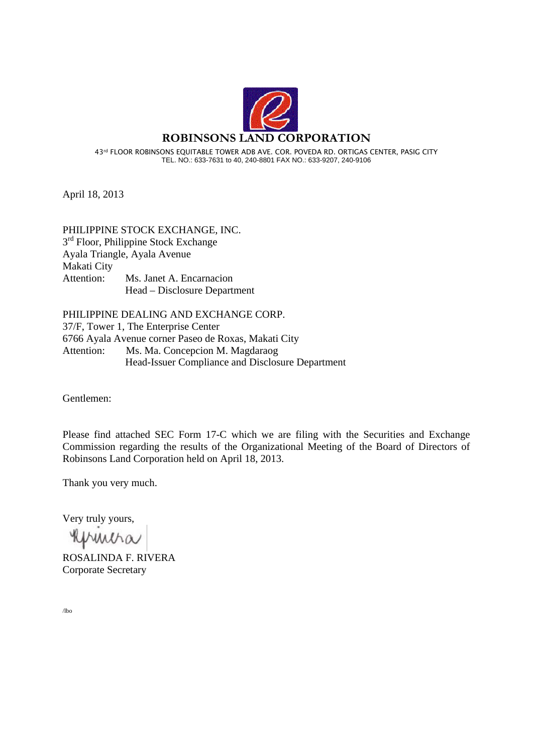# ROBINSONS LAND CORPORATION

43rd FLOOR ROBINSONS EQUITABLE TOWER ADB AVE. COR. POVEDA RD. ORTIGAS CENTER, PASIG CITY
TEL. NO.: 633-7631 to 40, 240-8801 FAX NO.: 633-9207, 240-9106

April 18, 2013

PHILIPPINE STOCK EXCHANGE, INC.
3rd Floor, Philippine Stock Exchange
Ayala Triangle, Ayala Avenue
Makati City
Attention: Ms. Janet A. Encarnacion
Head – Disclosure Department

PHILIPPINE DEALING AND EXCHANGE CORP.
37/F, Tower 1, The Enterprise Center
6766 Ayala Avenue corner Paseo de Roxas, Makati City
Attention: Ms. Ma. Concepcion M. Magdaraog
Head-Issuer Compliance and Disclosure Department

Gentlemen:

Please find attached SEC Form 17-C which we are filing with the Securities and Exchange Commission regarding the results of the Organizational Meeting of the Board of Directors of Robinsons Land Corporation held on April 18, 2013.

Thank you very much.

Very truly yours,

ROSALINDA F. RIVERA
Corporate Secretary

/lbo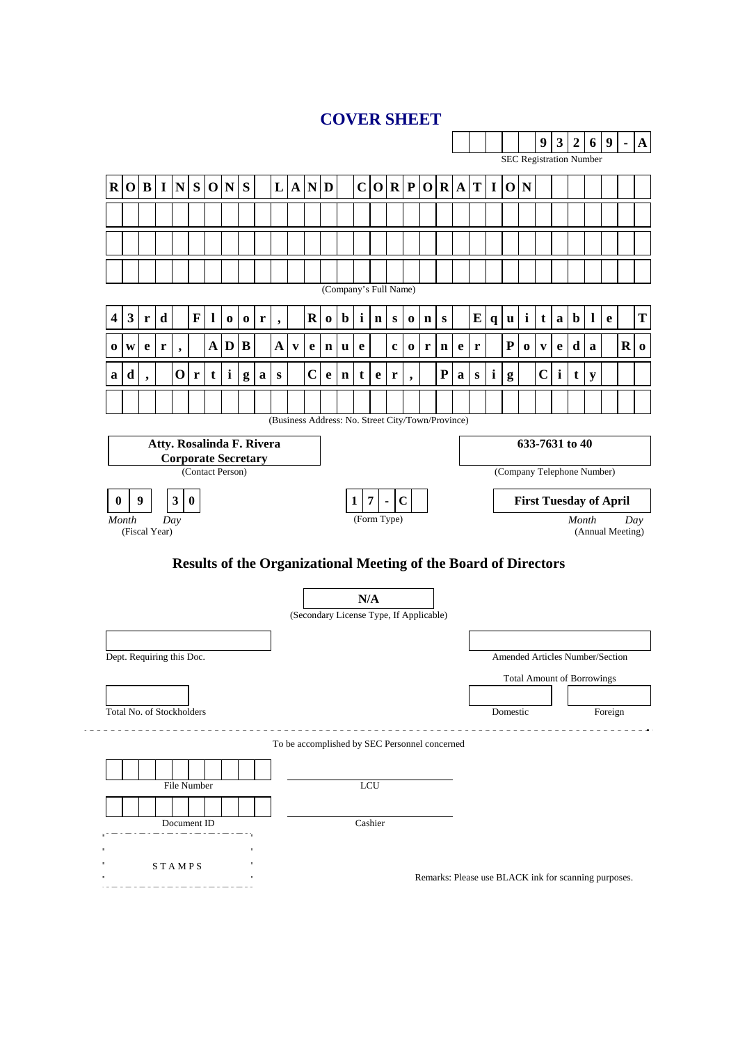# COVER SHEET

**9 3 2 6 9 - A**

SEC Registration Number

**ROBINSONS LAND CORPORATION**

(Company's Full Name)

**43rd Floor, Robinsons Equitable Tower, ADB Avenue corner Poveda Road, Ortigas Center, Pasig City**

(Business Address: No. Street City/Town/Province)

**Atty. Rosalinda F. Rivera**
**Corporate Secretary**

(Contact Person)

**633-7631 to 40**

(Company Telephone Number)

**0 9** **3 0**

*Month* *Day*
(Fiscal Year)

**1 7 - C**

(Form Type)

**First Tuesday of April**

*Month* *Day*
(Annual Meeting)

## Results of the Organizational Meeting of the Board of Directors

**N/A**

(Secondary License Type, If Applicable)

Dept. Requiring this Doc.

Amended Articles Number/Section

Total Amount of Borrowings

Total No. of Stockholders

Domestic

Foreign

To be accomplished by SEC Personnel concerned

File Number

LCU

Document ID

Cashier

STAMPS

Remarks: Please use BLACK ink for scanning purposes.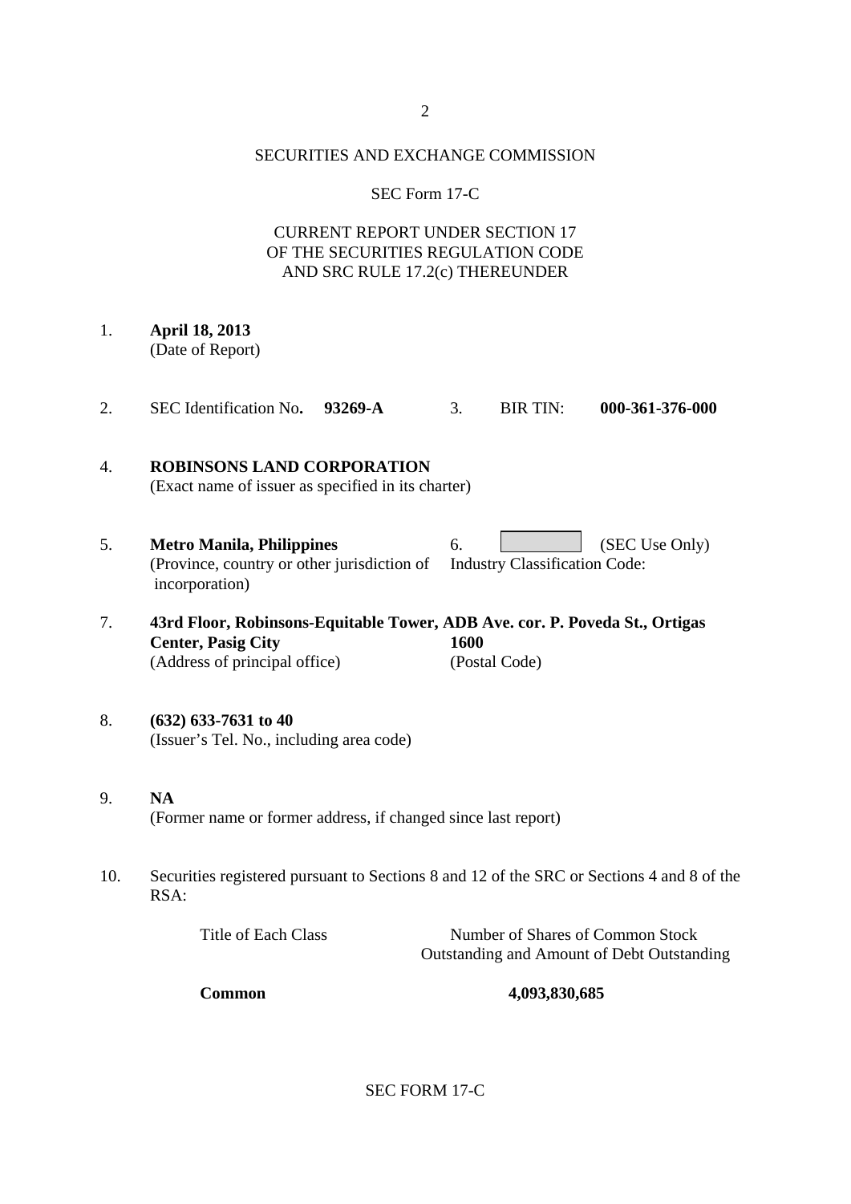SECURITIES AND EXCHANGE COMMISSION

SEC Form 17-C

CURRENT REPORT UNDER SECTION 17
OF THE SECURITIES REGULATION CODE
AND SRC RULE 17.2(c) THEREUNDER

1. **April 18, 2013**
   (Date of Report)

2. SEC Identification No**. 93269-A**　　3. BIR TIN: **000-361-376-000**

4. **ROBINSONS LAND CORPORATION**
   (Exact name of issuer as specified in its charter)

5. **Metro Manila, Philippines**
   (Province, country or other jurisdiction of incorporation)

6. (SEC Use Only)
   Industry Classification Code:

7. **43rd Floor, Robinsons-Equitable Tower, ADB Ave. cor. P. Poveda St., Ortigas Center, Pasig City**　**1600**
   (Address of principal office)　(Postal Code)

8. **(632) 633-7631 to 40**
   (Issuer's Tel. No., including area code)

9. **NA**
   (Former name or former address, if changed since last report)

10. Securities registered pursuant to Sections 8 and 12 of the SRC or Sections 4 and 8 of the RSA:

| Title of Each Class | Number of Shares of Common Stock Outstanding and Amount of Debt Outstanding |
|---|---|
| **Common** | **4,093,830,685** |

SEC FORM 17-C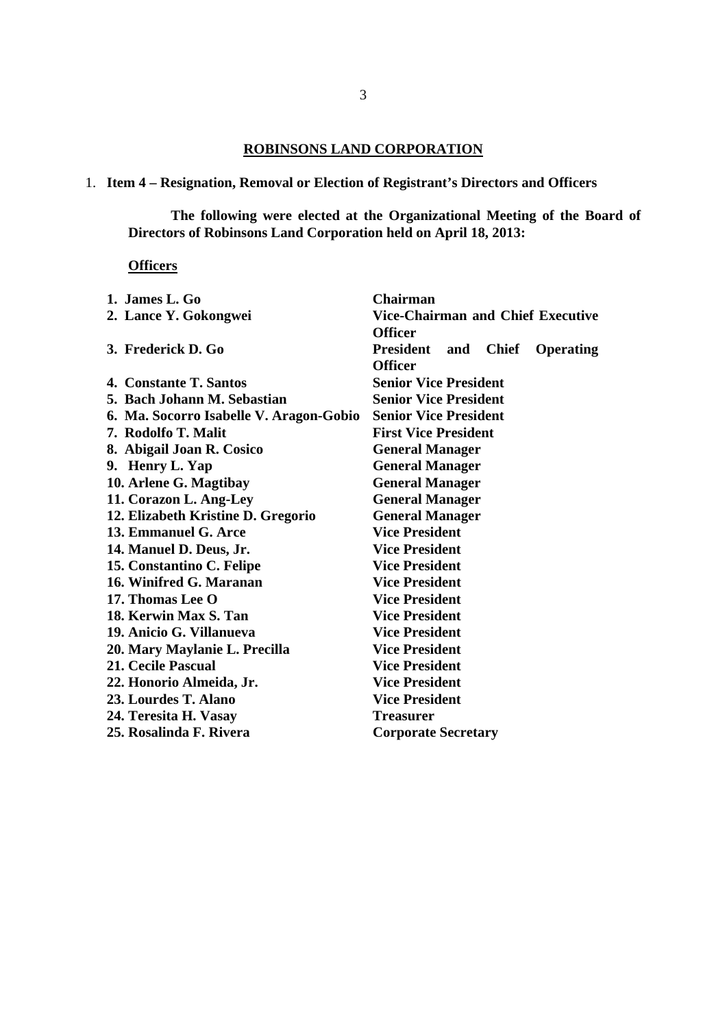**ROBINSONS LAND CORPORATION**

1. **Item 4 – Resignation, Removal or Election of Registrant's Directors and Officers**

**The following were elected at the Organizational Meeting of the Board of Directors of Robinsons Land Corporation held on April 18, 2013:**

**Officers**

| Name | Position |
|---|---|
| **1. James L. Go** | **Chairman** |
| **2. Lance Y. Gokongwei** | **Vice-Chairman and Chief Executive Officer** |
| **3. Frederick D. Go** | **President and Chief Operating Officer** |
| **4. Constante T. Santos** | **Senior Vice President** |
| **5. Bach Johann M. Sebastian** | **Senior Vice President** |
| **6. Ma. Socorro Isabelle V. Aragon-Gobio** | **Senior Vice President** |
| **7. Rodolfo T. Malit** | **First Vice President** |
| **8. Abigail Joan R. Cosico** | **General Manager** |
| **9. Henry L. Yap** | **General Manager** |
| **10. Arlene G. Magtibay** | **General Manager** |
| **11. Corazon L. Ang-Ley** | **General Manager** |
| **12. Elizabeth Kristine D. Gregorio** | **General Manager** |
| **13. Emmanuel G. Arce** | **Vice President** |
| **14. Manuel D. Deus, Jr.** | **Vice President** |
| **15. Constantino C. Felipe** | **Vice President** |
| **16. Winifred G. Maranan** | **Vice President** |
| **17. Thomas Lee O** | **Vice President** |
| **18. Kerwin Max S. Tan** | **Vice President** |
| **19. Anicio G. Villanueva** | **Vice President** |
| **20. Mary Maylanie L. Precilla** | **Vice President** |
| **21. Cecile Pascual** | **Vice President** |
| **22. Honorio Almeida, Jr.** | **Vice President** |
| **23. Lourdes T. Alano** | **Vice President** |
| **24. Teresita H. Vasay** | **Treasurer** |
| **25. Rosalinda F. Rivera** | **Corporate Secretary** |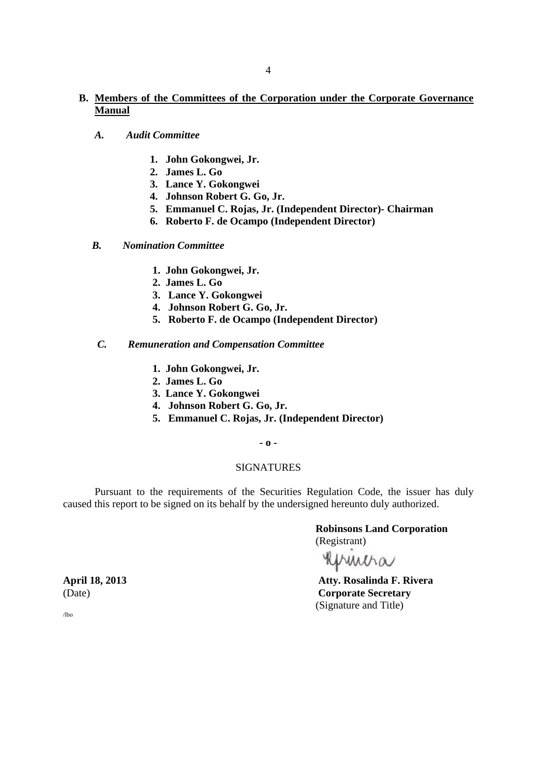**B. <u>Members of the Committees of the Corporation under the Corporate Governance Manual</u>**

***A. Audit Committee***

1. **John Gokongwei, Jr.**
2. **James L. Go**
3. **Lance Y. Gokongwei**
4. **Johnson Robert G. Go, Jr.**
5. **Emmanuel C. Rojas, Jr. (Independent Director)- Chairman**
6. **Roberto F. de Ocampo (Independent Director)**

***B. Nomination Committee***

1. **John Gokongwei, Jr.**
2. **James L. Go**
3. **Lance Y. Gokongwei**
4. **Johnson Robert G. Go, Jr.**
5. **Roberto F. de Ocampo (Independent Director)**

***C. Remuneration and Compensation Committee***

1. **John Gokongwei, Jr.**
2. **James L. Go**
3. **Lance Y. Gokongwei**
4. **Johnson Robert G. Go, Jr.**
5. **Emmanuel C. Rojas, Jr. (Independent Director)**

**- o -**

SIGNATURES

Pursuant to the requirements of the Securities Regulation Code, the issuer has duly caused this report to be signed on its behalf by the undersigned hereunto duly authorized.

**Robinsons Land Corporation**
(Registrant)

**April 18, 2013**
(Date)

**Atty. Rosalinda F. Rivera**
**Corporate Secretary**
(Signature and Title)

/lbo